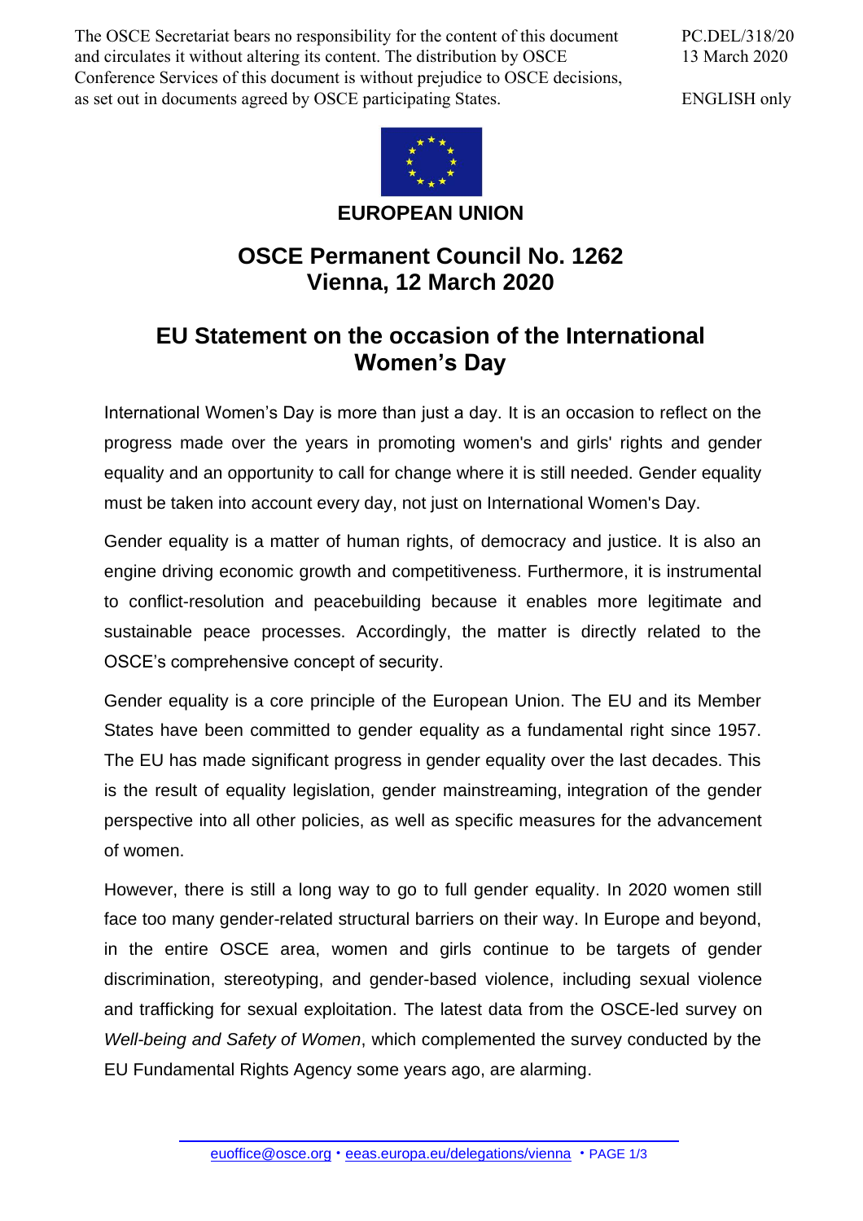The OSCE Secretariat bears no responsibility for the content of this document and circulates it without altering its content. The distribution by OSCE Conference Services of this document is without prejudice to OSCE decisions, as set out in documents agreed by OSCE participating States.

PC.DEL/318/20
13 March 2020

ENGLISH only

**EUROPEAN UNION**

# OSCE Permanent Council No. 1262
# Vienna, 12 March 2020

## EU Statement on the occasion of the International Women's Day

International Women's Day is more than just a day. It is an occasion to reflect on the progress made over the years in promoting women's and girls' rights and gender equality and an opportunity to call for change where it is still needed. Gender equality must be taken into account every day, not just on International Women's Day.

Gender equality is a matter of human rights, of democracy and justice. It is also an engine driving economic growth and competitiveness. Furthermore, it is instrumental to conflict-resolution and peacebuilding because it enables more legitimate and sustainable peace processes. Accordingly, the matter is directly related to the OSCE's comprehensive concept of security.

Gender equality is a core principle of the European Union. The EU and its Member States have been committed to gender equality as a fundamental right since 1957. The EU has made significant progress in gender equality over the last decades. This is the result of equality legislation, gender mainstreaming, integration of the gender perspective into all other policies, as well as specific measures for the advancement of women.

However, there is still a long way to go to full gender equality. In 2020 women still face too many gender-related structural barriers on their way. In Europe and beyond, in the entire OSCE area, women and girls continue to be targets of gender discrimination, stereotyping, and gender-based violence, including sexual violence and trafficking for sexual exploitation. The latest data from the OSCE-led survey on *Well-being and Safety of Women*, which complemented the survey conducted by the EU Fundamental Rights Agency some years ago, are alarming.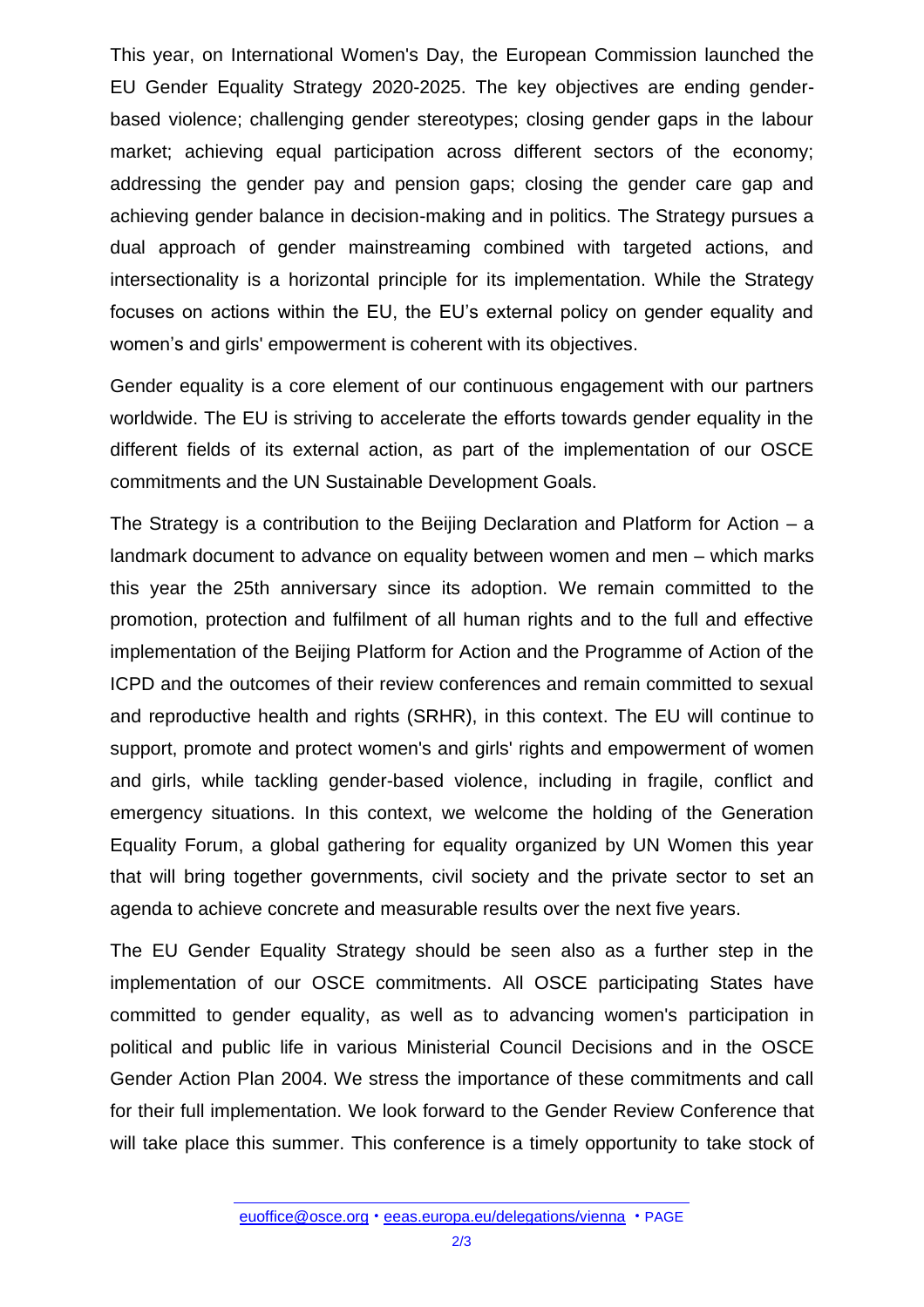This year, on International Women's Day, the European Commission launched the EU Gender Equality Strategy 2020-2025. The key objectives are ending gender-based violence; challenging gender stereotypes; closing gender gaps in the labour market; achieving equal participation across different sectors of the economy; addressing the gender pay and pension gaps; closing the gender care gap and achieving gender balance in decision-making and in politics. The Strategy pursues a dual approach of gender mainstreaming combined with targeted actions, and intersectionality is a horizontal principle for its implementation. While the Strategy focuses on actions within the EU, the EU's external policy on gender equality and women's and girls' empowerment is coherent with its objectives.

Gender equality is a core element of our continuous engagement with our partners worldwide. The EU is striving to accelerate the efforts towards gender equality in the different fields of its external action, as part of the implementation of our OSCE commitments and the UN Sustainable Development Goals.

The Strategy is a contribution to the Beijing Declaration and Platform for Action – a landmark document to advance on equality between women and men – which marks this year the 25th anniversary since its adoption. We remain committed to the promotion, protection and fulfilment of all human rights and to the full and effective implementation of the Beijing Platform for Action and the Programme of Action of the ICPD and the outcomes of their review conferences and remain committed to sexual and reproductive health and rights (SRHR), in this context. The EU will continue to support, promote and protect women's and girls' rights and empowerment of women and girls, while tackling gender-based violence, including in fragile, conflict and emergency situations. In this context, we welcome the holding of the Generation Equality Forum, a global gathering for equality organized by UN Women this year that will bring together governments, civil society and the private sector to set an agenda to achieve concrete and measurable results over the next five years.

The EU Gender Equality Strategy should be seen also as a further step in the implementation of our OSCE commitments. All OSCE participating States have committed to gender equality, as well as to advancing women's participation in political and public life in various Ministerial Council Decisions and in the OSCE Gender Action Plan 2004. We stress the importance of these commitments and call for their full implementation. We look forward to the Gender Review Conference that will take place this summer. This conference is a timely opportunity to take stock of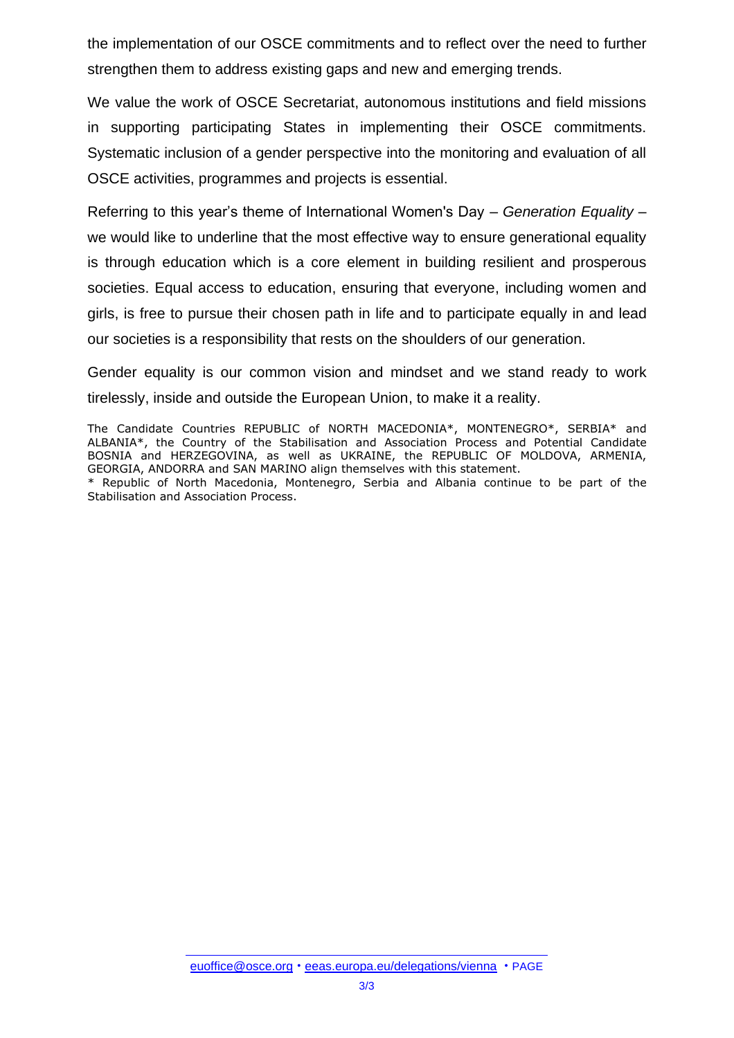the implementation of our OSCE commitments and to reflect over the need to further strengthen them to address existing gaps and new and emerging trends.

We value the work of OSCE Secretariat, autonomous institutions and field missions in supporting participating States in implementing their OSCE commitments. Systematic inclusion of a gender perspective into the monitoring and evaluation of all OSCE activities, programmes and projects is essential.

Referring to this year's theme of International Women's Day – *Generation Equality* – we would like to underline that the most effective way to ensure generational equality is through education which is a core element in building resilient and prosperous societies. Equal access to education, ensuring that everyone, including women and girls, is free to pursue their chosen path in life and to participate equally in and lead our societies is a responsibility that rests on the shoulders of our generation.

Gender equality is our common vision and mindset and we stand ready to work tirelessly, inside and outside the European Union, to make it a reality.

The Candidate Countries REPUBLIC of NORTH MACEDONIA*, MONTENEGRO*, SERBIA* and ALBANIA*, the Country of the Stabilisation and Association Process and Potential Candidate BOSNIA and HERZEGOVINA, as well as UKRAINE, the REPUBLIC OF MOLDOVA, ARMENIA, GEORGIA, ANDORRA and SAN MARINO align themselves with this statement.

* Republic of North Macedonia, Montenegro, Serbia and Albania continue to be part of the Stabilisation and Association Process.